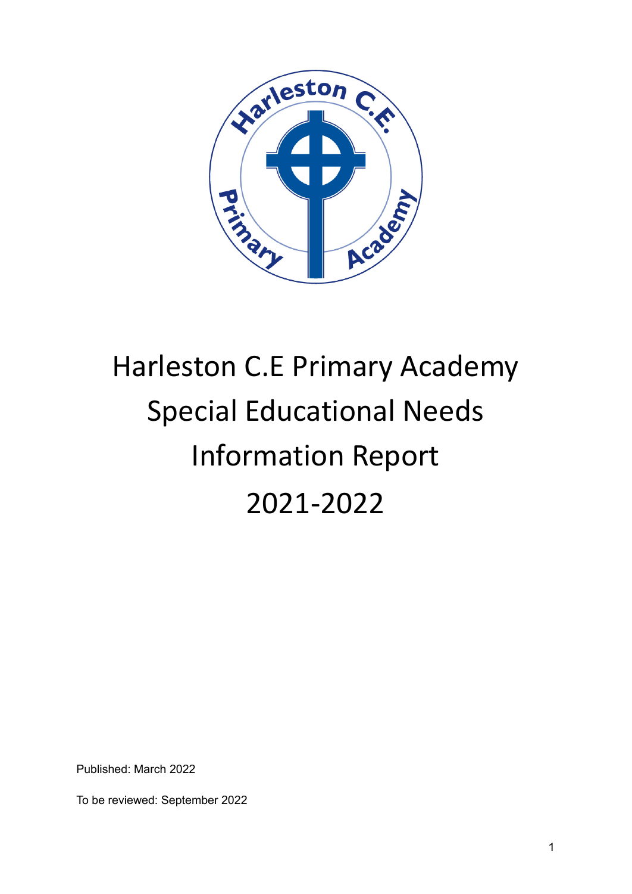# Harleston C.E Primary Academy Special Educational Needs Information Report 2021-2022

Published: March 2022

To be reviewed: September 2022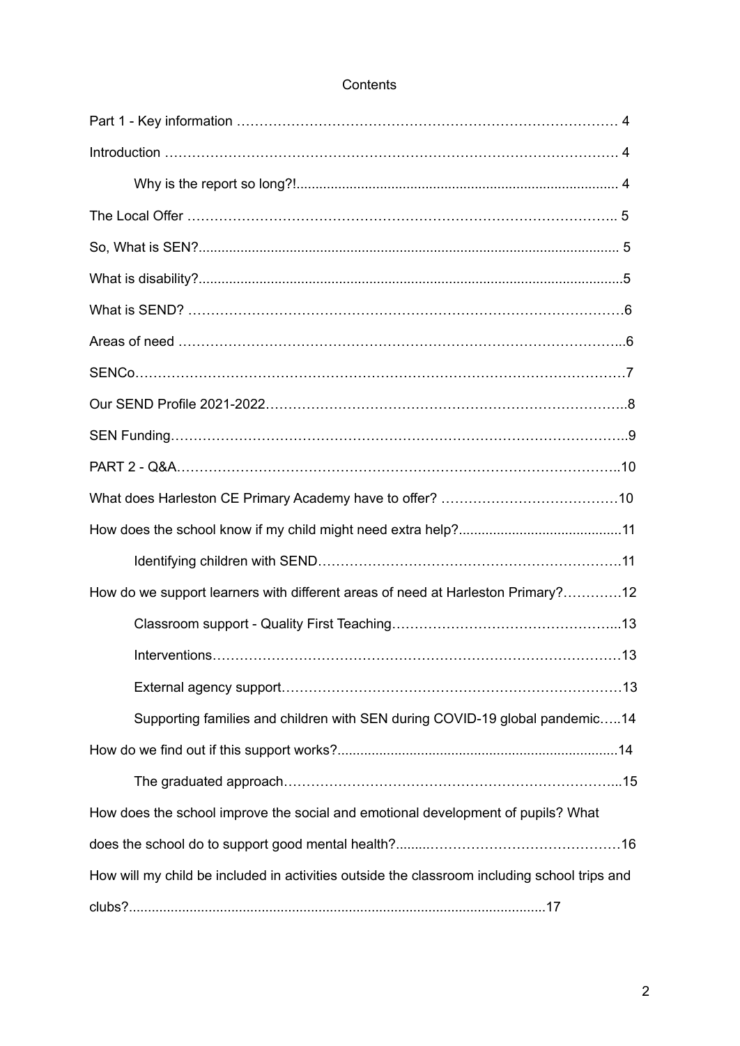# Contents

Part 1 - Key information ………………………………………………………………………… 4

Introduction ………………………………………………………………………………… 4

- Why is the report so long?!.................................................................................... 4

The Local Offer ……………………………………………………………………………….. 5

So, What is SEN?.............................................................................................................. 5

What is disability?...............................................................................................................5

What is SEND? ………………………………………………………………………………6

Areas of need ……………………………………………………………………………...6

SENCo……………………………………………………………………………………………7

Our SEND Profile 2021-2022…………………………………………………………………..8

SEN Funding………………………………………………………………………………..9

PART 2 - Q&A……………………………………………………………………………………..10

What does Harleston CE Primary Academy have to offer? …………………………………10

How does the school know if my child might need extra help?...........................................11

- Identifying children with SEND…………………………………………………………..11

How do we support learners with different areas of need at Harleston Primary?………….12

- Classroom support - Quality First Teaching…………………………………………...13
- Interventions…………………………………………………………………………………13
- External agency support……………………………………………………………………13
- Supporting families and children with SEN during COVID-19 global pandemic…..14

How do we find out if this support works?.........................................................................14

- The graduated approach……………………………………………………………...15

How does the school improve the social and emotional development of pupils? What does the school do to support good mental health?........……………………………………16

How will my child be included in activities outside the classroom including school trips and clubs?............................................................................................................17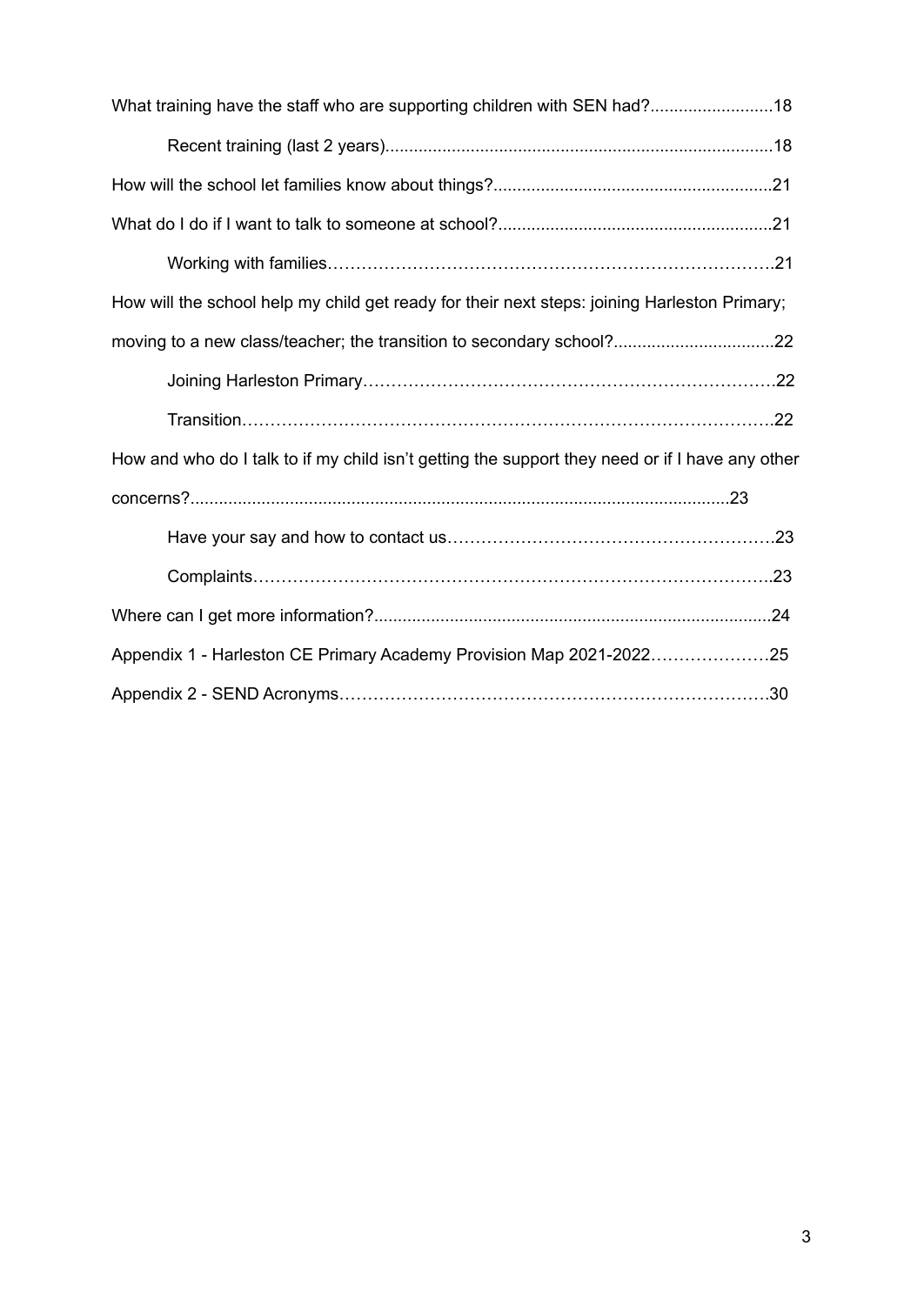What training have the staff who are supporting children with SEN had?..........................18

Recent training (last 2 years)..................................................................................18

How will the school let families know about things?...........................................................21

What do I do if I want to talk to someone at school?..........................................................21

Working with families……………………………………………………………………….21

How will the school help my child get ready for their next steps: joining Harleston Primary; moving to a new class/teacher; the transition to secondary school?..................................22

Joining Harleston Primary………………………………………………………………….22

Transition……………………………………………………………………………………..22

How and who do I talk to if my child isn't getting the support they need or if I have any other concerns?.................................................................................................................23

Have your say and how to contact us…………………………………………………23

Complaints……………………………………………………………………………..23

Where can I get more information?...................................................................................24

Appendix 1 - Harleston CE Primary Academy Provision Map 2021-2022…………………25

Appendix 2 - SEND Acronyms………………………………………………………………….30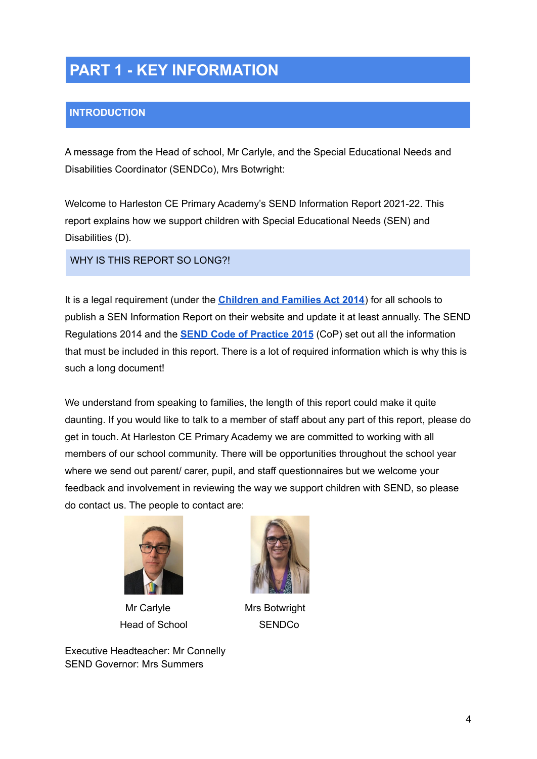# PART 1 - KEY INFORMATION

## INTRODUCTION

A message from the Head of school, Mr Carlyle, and the Special Educational Needs and Disabilities Coordinator (SENDCo), Mrs Botwright:

Welcome to Harleston CE Primary Academy's SEND Information Report 2021-22. This report explains how we support children with Special Educational Needs (SEN) and Disabilities (D).

### WHY IS THIS REPORT SO LONG?!

It is a legal requirement (under the **Children and Families Act 2014**) for all schools to publish a SEN Information Report on their website and update it at least annually. The SEND Regulations 2014 and the **SEND Code of Practice 2015** (CoP) set out all the information that must be included in this report. There is a lot of required information which is why this is such a long document!

We understand from speaking to families, the length of this report could make it quite daunting. If you would like to talk to a member of staff about any part of this report, please do get in touch. At Harleston CE Primary Academy we are committed to working with all members of our school community. There will be opportunities throughout the school year where we send out parent/ carer, pupil, and staff questionnaires but we welcome your feedback and involvement in reviewing the way we support children with SEND, so please do contact us. The people to contact are:

Mr Carlyle
Head of School

Mrs Botwright
SENDCo

Executive Headteacher: Mr Connelly
SEND Governor: Mrs Summers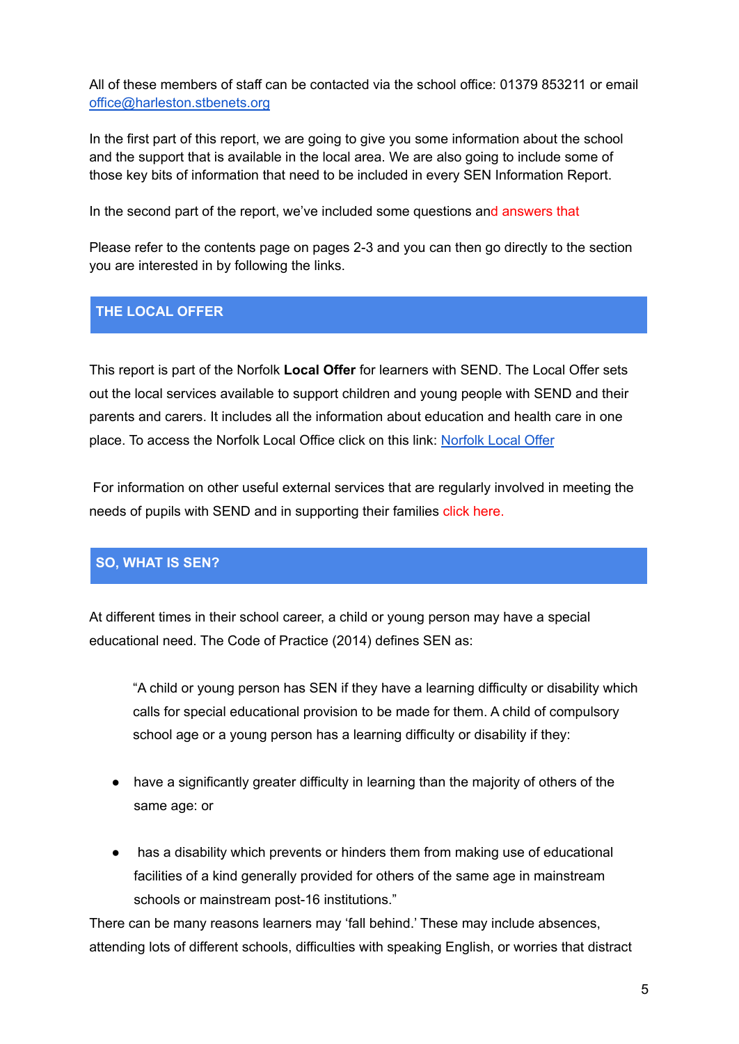All of these members of staff can be contacted via the school office: 01379 853211 or email office@harleston.stbenets.org

In the first part of this report, we are going to give you some information about the school and the support that is available in the local area. We are also going to include some of those key bits of information that need to be included in every SEN Information Report.

In the second part of the report, we've included some questions and answers that

Please refer to the contents page on pages 2-3 and you can then go directly to the section you are interested in by following the links.

## THE LOCAL OFFER

This report is part of the Norfolk **Local Offer** for learners with SEND. The Local Offer sets out the local services available to support children and young people with SEND and their parents and carers. It includes all the information about education and health care in one place. To access the Norfolk Local Office click on this link: Norfolk Local Offer

For information on other useful external services that are regularly involved in meeting the needs of pupils with SEND and in supporting their families click here.

## SO, WHAT IS SEN?

At different times in their school career, a child or young person may have a special educational need. The Code of Practice (2014) defines SEN as:

> "A child or young person has SEN if they have a learning difficulty or disability which calls for special educational provision to be made for them. A child of compulsory school age or a young person has a learning difficulty or disability if they:

- have a significantly greater difficulty in learning than the majority of others of the same age: or
- has a disability which prevents or hinders them from making use of educational facilities of a kind generally provided for others of the same age in mainstream schools or mainstream post-16 institutions."

There can be many reasons learners may 'fall behind.' These may include absences, attending lots of different schools, difficulties with speaking English, or worries that distract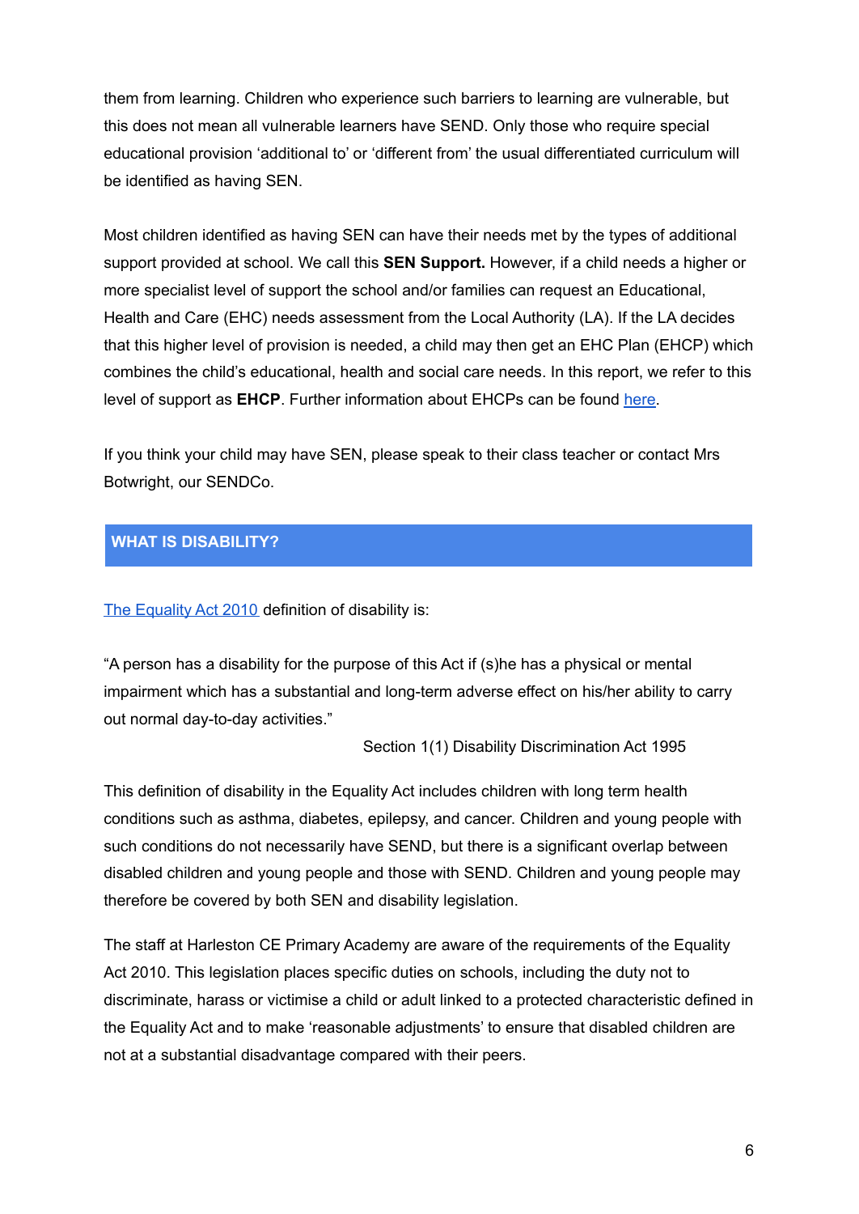them from learning. Children who experience such barriers to learning are vulnerable, but this does not mean all vulnerable learners have SEND. Only those who require special educational provision 'additional to' or 'different from' the usual differentiated curriculum will be identified as having SEN.

Most children identified as having SEN can have their needs met by the types of additional support provided at school. We call this **SEN Support.** However, if a child needs a higher or more specialist level of support the school and/or families can request an Educational, Health and Care (EHC) needs assessment from the Local Authority (LA). If the LA decides that this higher level of provision is needed, a child may then get an EHC Plan (EHCP) which combines the child's educational, health and social care needs. In this report, we refer to this level of support as **EHCP**. Further information about EHCPs can be found here.

If you think your child may have SEN, please speak to their class teacher or contact Mrs Botwright, our SENDCo.

## WHAT IS DISABILITY?

The Equality Act 2010 definition of disability is:

"A person has a disability for the purpose of this Act if (s)he has a physical or mental impairment which has a substantial and long-term adverse effect on his/her ability to carry out normal day-to-day activities."

Section 1(1) Disability Discrimination Act 1995

This definition of disability in the Equality Act includes children with long term health conditions such as asthma, diabetes, epilepsy, and cancer. Children and young people with such conditions do not necessarily have SEND, but there is a significant overlap between disabled children and young people and those with SEND. Children and young people may therefore be covered by both SEN and disability legislation.

The staff at Harleston CE Primary Academy are aware of the requirements of the Equality Act 2010. This legislation places specific duties on schools, including the duty not to discriminate, harass or victimise a child or adult linked to a protected characteristic defined in the Equality Act and to make 'reasonable adjustments' to ensure that disabled children are not at a substantial disadvantage compared with their peers.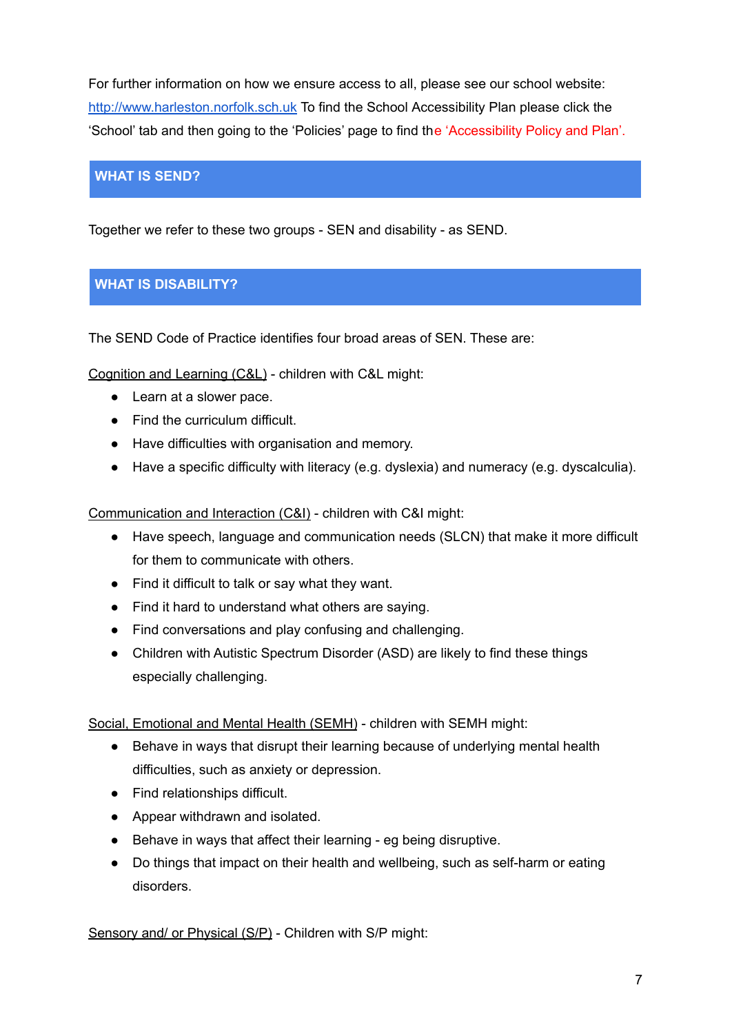For further information on how we ensure access to all, please see our school website: [http://www.harleston.norfolk.sch.uk](http://www.harleston.norfolk.sch.uk) To find the School Accessibility Plan please click the 'School' tab and then going to the 'Policies' page to find the 'Accessibility Policy and Plan'.

## WHAT IS SEND?

Together we refer to these two groups - SEN and disability - as SEND.

## WHAT IS DISABILITY?

The SEND Code of Practice identifies four broad areas of SEN. These are:

Cognition and Learning (C&L) - children with C&L might:

- Learn at a slower pace.
- Find the curriculum difficult.
- Have difficulties with organisation and memory.
- Have a specific difficulty with literacy (e.g. dyslexia) and numeracy (e.g. dyscalculia).

Communication and Interaction (C&I) - children with C&I might:

- Have speech, language and communication needs (SLCN) that make it more difficult for them to communicate with others.
- Find it difficult to talk or say what they want.
- Find it hard to understand what others are saying.
- Find conversations and play confusing and challenging.
- Children with Autistic Spectrum Disorder (ASD) are likely to find these things especially challenging.

Social, Emotional and Mental Health (SEMH) - children with SEMH might:

- Behave in ways that disrupt their learning because of underlying mental health difficulties, such as anxiety or depression.
- Find relationships difficult.
- Appear withdrawn and isolated.
- Behave in ways that affect their learning - eg being disruptive.
- Do things that impact on their health and wellbeing, such as self-harm or eating disorders.

Sensory and/ or Physical (S/P) - Children with S/P might: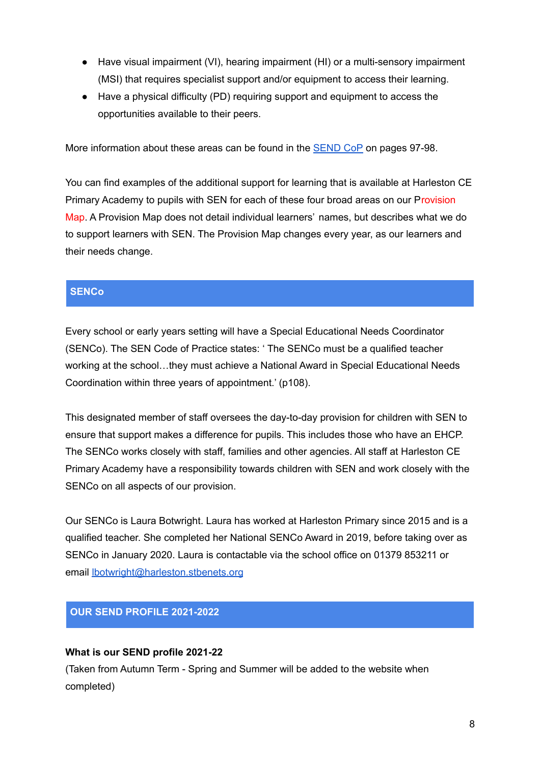- Have visual impairment (VI), hearing impairment (HI) or a multi-sensory impairment (MSI) that requires specialist support and/or equipment to access their learning.
- Have a physical difficulty (PD) requiring support and equipment to access the opportunities available to their peers.

More information about these areas can be found in the SEND CoP on pages 97-98.

You can find examples of the additional support for learning that is available at Harleston CE Primary Academy to pupils with SEN for each of these four broad areas on our Provision Map. A Provision Map does not detail individual learners' names, but describes what we do to support learners with SEN. The Provision Map changes every year, as our learners and their needs change.

## SENCo

Every school or early years setting will have a Special Educational Needs Coordinator (SENCo). The SEN Code of Practice states: ' The SENCo must be a qualified teacher working at the school…they must achieve a National Award in Special Educational Needs Coordination within three years of appointment.' (p108).

This designated member of staff oversees the day-to-day provision for children with SEN to ensure that support makes a difference for pupils. This includes those who have an EHCP. The SENCo works closely with staff, families and other agencies. All staff at Harleston CE Primary Academy have a responsibility towards children with SEN and work closely with the SENCo on all aspects of our provision.

Our SENCo is Laura Botwright. Laura has worked at Harleston Primary since 2015 and is a qualified teacher. She completed her National SENCo Award in 2019, before taking over as SENCo in January 2020. Laura is contactable via the school office on 01379 853211 or email lbotwright@harleston.stbenets.org

## OUR SEND PROFILE 2021-2022

**What is our SEND profile 2021-22**

(Taken from Autumn Term - Spring and Summer will be added to the website when completed)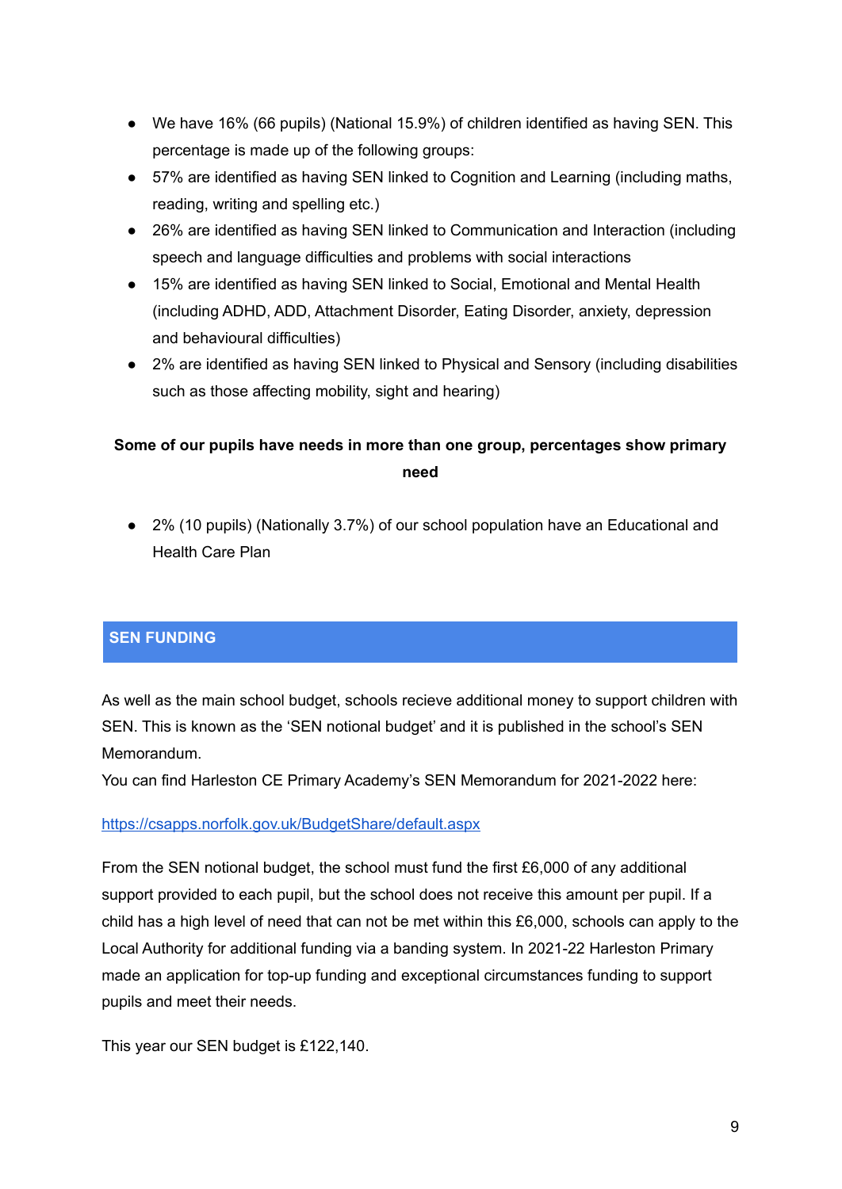- We have 16% (66 pupils) (National 15.9%) of children identified as having SEN. This percentage is made up of the following groups:
- 57% are identified as having SEN linked to Cognition and Learning (including maths, reading, writing and spelling etc.)
- 26% are identified as having SEN linked to Communication and Interaction (including speech and language difficulties and problems with social interactions
- 15% are identified as having SEN linked to Social, Emotional and Mental Health (including ADHD, ADD, Attachment Disorder, Eating Disorder, anxiety, depression and behavioural difficulties)
- 2% are identified as having SEN linked to Physical and Sensory (including disabilities such as those affecting mobility, sight and hearing)

**Some of our pupils have needs in more than one group, percentages show primary need**

- 2% (10 pupils) (Nationally 3.7%) of our school population have an Educational and Health Care Plan

## SEN FUNDING

As well as the main school budget, schools recieve additional money to support children with SEN. This is known as the 'SEN notional budget' and it is published in the school's SEN Memorandum.
You can find Harleston CE Primary Academy's SEN Memorandum for 2021-2022 here:

https://csapps.norfolk.gov.uk/BudgetShare/default.aspx

From the SEN notional budget, the school must fund the first £6,000 of any additional support provided to each pupil, but the school does not receive this amount per pupil. If a child has a high level of need that can not be met within this £6,000, schools can apply to the Local Authority for additional funding via a banding system. In 2021-22 Harleston Primary made an application for top-up funding and exceptional circumstances funding to support pupils and meet their needs.

This year our SEN budget is £122,140.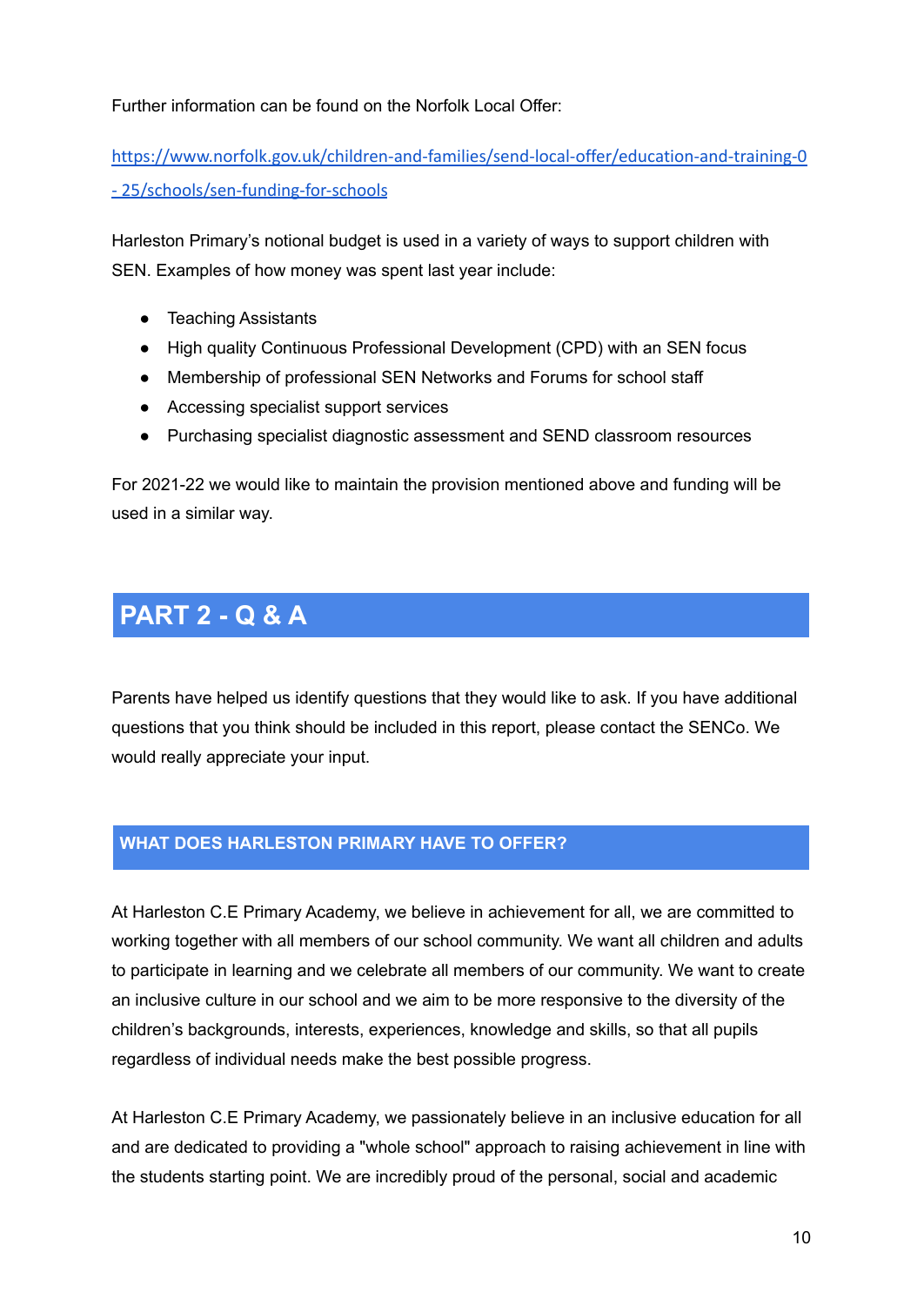Further information can be found on the Norfolk Local Offer:

https://www.norfolk.gov.uk/children-and-families/send-local-offer/education-and-training-0-25/schools/sen-funding-for-schools

Harleston Primary's notional budget is used in a variety of ways to support children with SEN. Examples of how money was spent last year include:

- Teaching Assistants
- High quality Continuous Professional Development (CPD) with an SEN focus
- Membership of professional SEN Networks and Forums for school staff
- Accessing specialist support services
- Purchasing specialist diagnostic assessment and SEND classroom resources

For 2021-22 we would like to maintain the provision mentioned above and funding will be used in a similar way.

# PART 2 - Q & A

Parents have helped us identify questions that they would like to ask. If you have additional questions that you think should be included in this report, please contact the SENCo. We would really appreciate your input.

## WHAT DOES HARLESTON PRIMARY HAVE TO OFFER?

At Harleston C.E Primary Academy, we believe in achievement for all, we are committed to working together with all members of our school community. We want all children and adults to participate in learning and we celebrate all members of our community. We want to create an inclusive culture in our school and we aim to be more responsive to the diversity of the children's backgrounds, interests, experiences, knowledge and skills, so that all pupils regardless of individual needs make the best possible progress.

At Harleston C.E Primary Academy, we passionately believe in an inclusive education for all and are dedicated to providing a "whole school" approach to raising achievement in line with the students starting point. We are incredibly proud of the personal, social and academic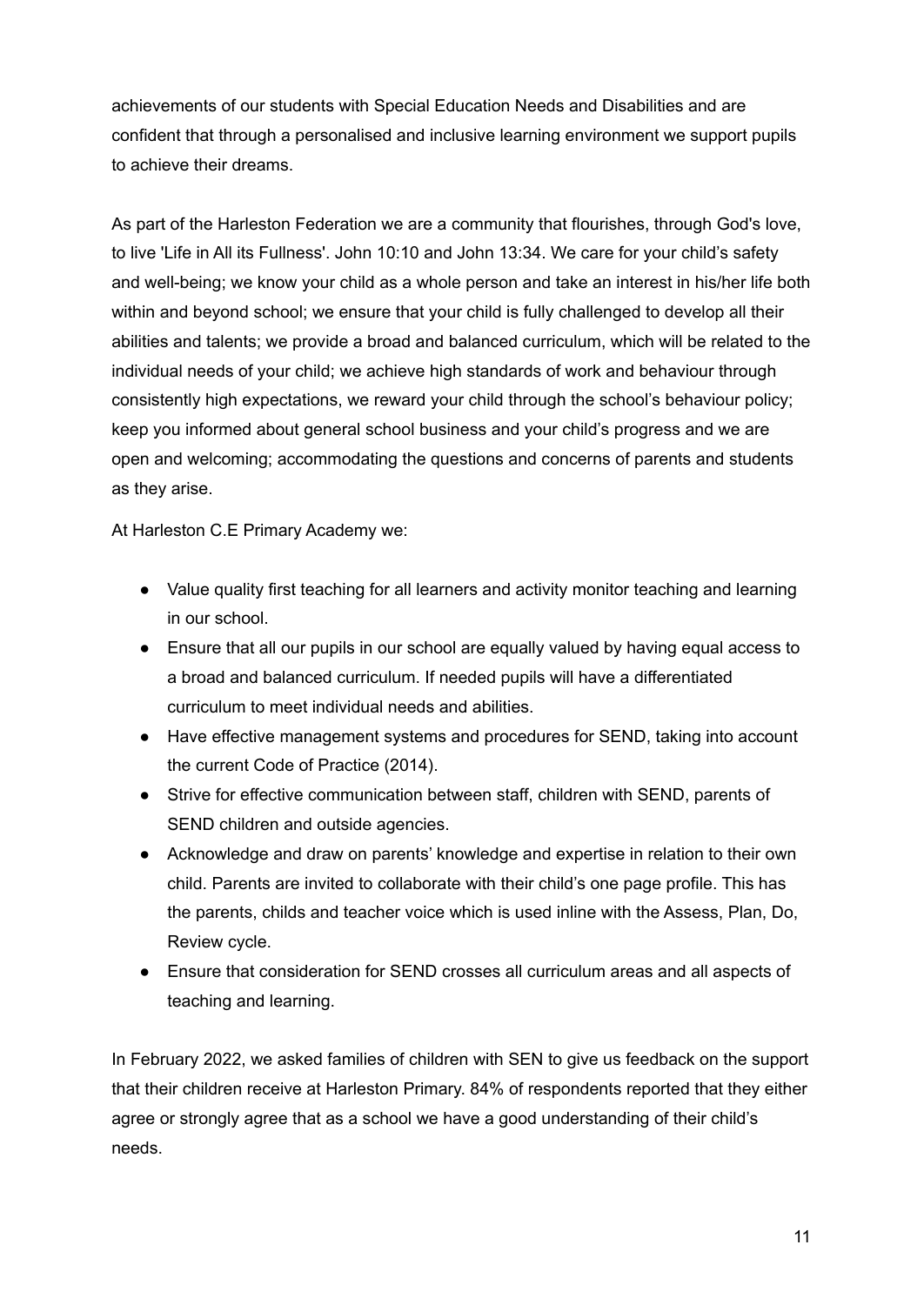achievements of our students with Special Education Needs and Disabilities and are confident that through a personalised and inclusive learning environment we support pupils to achieve their dreams.

As part of the Harleston Federation we are a community that flourishes, through God's love, to live 'Life in All its Fullness'. John 10:10 and John 13:34. We care for your child's safety and well-being; we know your child as a whole person and take an interest in his/her life both within and beyond school; we ensure that your child is fully challenged to develop all their abilities and talents; we provide a broad and balanced curriculum, which will be related to the individual needs of your child; we achieve high standards of work and behaviour through consistently high expectations, we reward your child through the school's behaviour policy; keep you informed about general school business and your child's progress and we are open and welcoming; accommodating the questions and concerns of parents and students as they arise.

At Harleston C.E Primary Academy we:

- Value quality first teaching for all learners and activity monitor teaching and learning in our school.
- Ensure that all our pupils in our school are equally valued by having equal access to a broad and balanced curriculum. If needed pupils will have a differentiated curriculum to meet individual needs and abilities.
- Have effective management systems and procedures for SEND, taking into account the current Code of Practice (2014).
- Strive for effective communication between staff, children with SEND, parents of SEND children and outside agencies.
- Acknowledge and draw on parents' knowledge and expertise in relation to their own child. Parents are invited to collaborate with their child's one page profile. This has the parents, childs and teacher voice which is used inline with the Assess, Plan, Do, Review cycle.
- Ensure that consideration for SEND crosses all curriculum areas and all aspects of teaching and learning.

In February 2022, we asked families of children with SEN to give us feedback on the support that their children receive at Harleston Primary. 84% of respondents reported that they either agree or strongly agree that as a school we have a good understanding of their child's needs.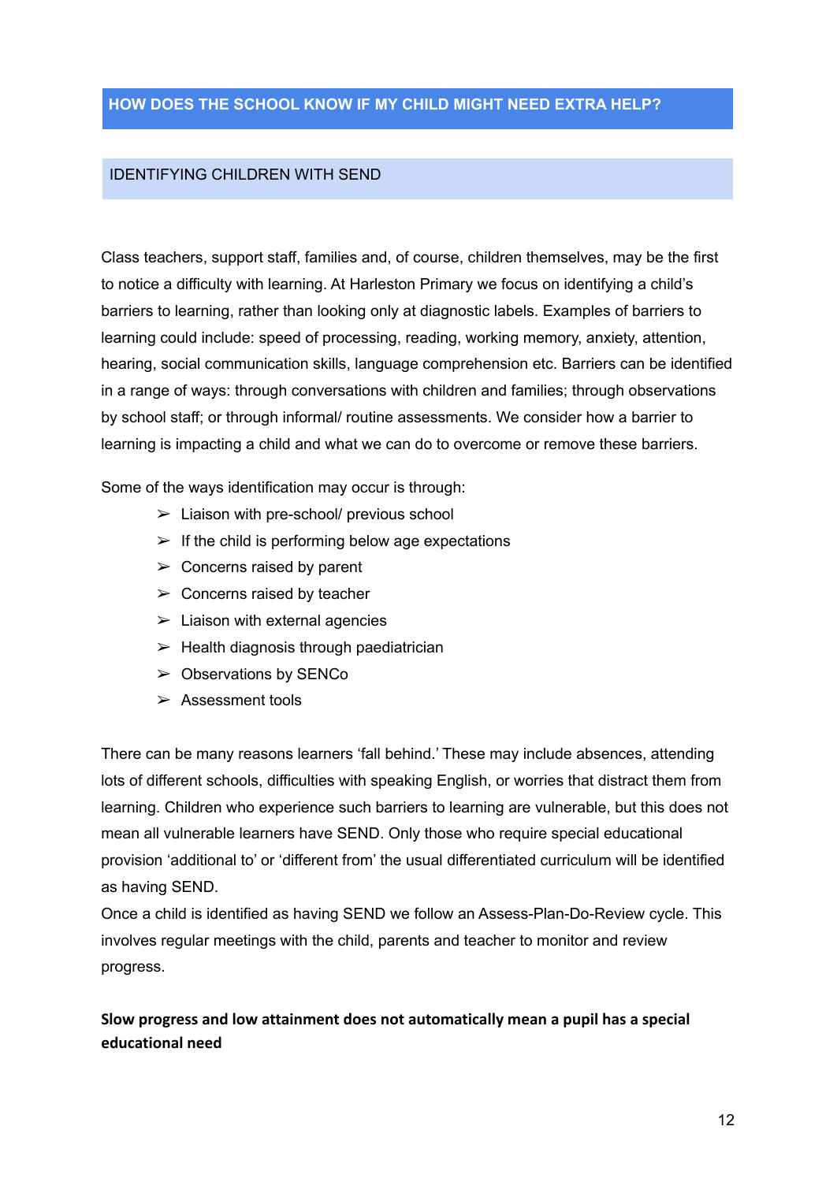## HOW DOES THE SCHOOL KNOW IF MY CHILD MIGHT NEED EXTRA HELP?

### IDENTIFYING CHILDREN WITH SEND

Class teachers, support staff, families and, of course, children themselves, may be the first to notice a difficulty with learning. At Harleston Primary we focus on identifying a child's barriers to learning, rather than looking only at diagnostic labels. Examples of barriers to learning could include: speed of processing, reading, working memory, anxiety, attention, hearing, social communication skills, language comprehension etc. Barriers can be identified in a range of ways: through conversations with children and families; through observations by school staff; or through informal/ routine assessments. We consider how a barrier to learning is impacting a child and what we can do to overcome or remove these barriers.

Some of the ways identification may occur is through:

- Liaison with pre-school/ previous school
- If the child is performing below age expectations
- Concerns raised by parent
- Concerns raised by teacher
- Liaison with external agencies
- Health diagnosis through paediatrician
- Observations by SENCo
- Assessment tools

There can be many reasons learners 'fall behind.' These may include absences, attending lots of different schools, difficulties with speaking English, or worries that distract them from learning. Children who experience such barriers to learning are vulnerable, but this does not mean all vulnerable learners have SEND. Only those who require special educational provision 'additional to' or 'different from' the usual differentiated curriculum will be identified as having SEND.

Once a child is identified as having SEND we follow an Assess-Plan-Do-Review cycle. This involves regular meetings with the child, parents and teacher to monitor and review progress.

**Slow progress and low attainment does not automatically mean a pupil has a special educational need**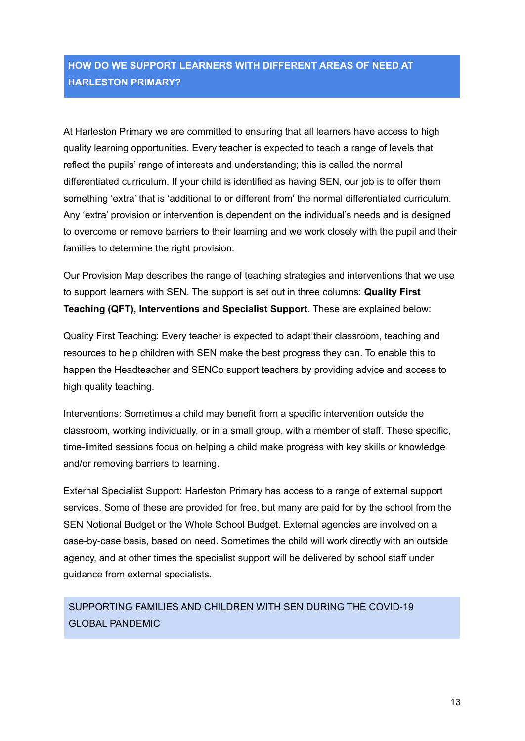## HOW DO WE SUPPORT LEARNERS WITH DIFFERENT AREAS OF NEED AT HARLESTON PRIMARY?

At Harleston Primary we are committed to ensuring that all learners have access to high quality learning opportunities. Every teacher is expected to teach a range of levels that reflect the pupils' range of interests and understanding; this is called the normal differentiated curriculum. If your child is identified as having SEN, our job is to offer them something 'extra' that is 'additional to or different from' the normal differentiated curriculum. Any 'extra' provision or intervention is dependent on the individual's needs and is designed to overcome or remove barriers to their learning and we work closely with the pupil and their families to determine the right provision.

Our Provision Map describes the range of teaching strategies and interventions that we use to support learners with SEN. The support is set out in three columns: **Quality First Teaching (QFT), Interventions and Specialist Support**. These are explained below:

Quality First Teaching: Every teacher is expected to adapt their classroom, teaching and resources to help children with SEN make the best progress they can. To enable this to happen the Headteacher and SENCo support teachers by providing advice and access to high quality teaching.

Interventions: Sometimes a child may benefit from a specific intervention outside the classroom, working individually, or in a small group, with a member of staff. These specific, time-limited sessions focus on helping a child make progress with key skills or knowledge and/or removing barriers to learning.

External Specialist Support: Harleston Primary has access to a range of external support services. Some of these are provided for free, but many are paid for by the school from the SEN Notional Budget or the Whole School Budget. External agencies are involved on a case-by-case basis, based on need. Sometimes the child will work directly with an outside agency, and at other times the specialist support will be delivered by school staff under guidance from external specialists.

### SUPPORTING FAMILIES AND CHILDREN WITH SEN DURING THE COVID-19 GLOBAL PANDEMIC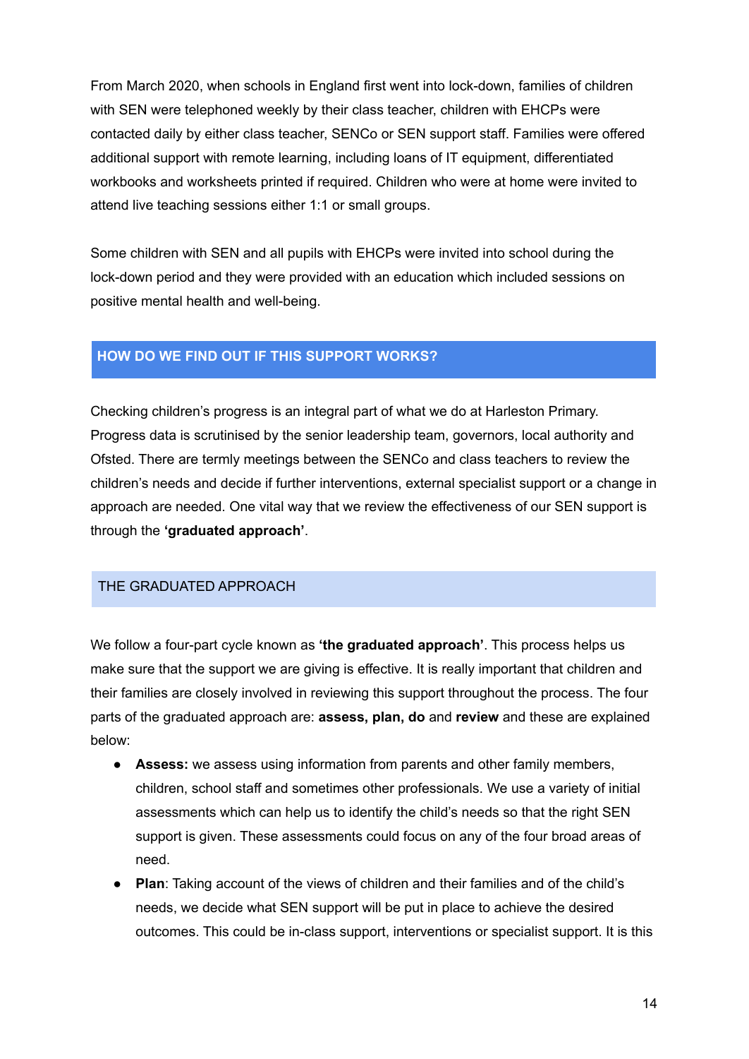From March 2020, when schools in England first went into lock-down, families of children with SEN were telephoned weekly by their class teacher, children with EHCPs were contacted daily by either class teacher, SENCo or SEN support staff. Families were offered additional support with remote learning, including loans of IT equipment, differentiated workbooks and worksheets printed if required. Children who were at home were invited to attend live teaching sessions either 1:1 or small groups.

Some children with SEN and all pupils with EHCPs were invited into school during the lock-down period and they were provided with an education which included sessions on positive mental health and well-being.

## HOW DO WE FIND OUT IF THIS SUPPORT WORKS?

Checking children's progress is an integral part of what we do at Harleston Primary. Progress data is scrutinised by the senior leadership team, governors, local authority and Ofsted. There are termly meetings between the SENCo and class teachers to review the children's needs and decide if further interventions, external specialist support or a change in approach are needed. One vital way that we review the effectiveness of our SEN support is through the **'graduated approach'**.

### THE GRADUATED APPROACH

We follow a four-part cycle known as **'the graduated approach'**. This process helps us make sure that the support we are giving is effective. It is really important that children and their families are closely involved in reviewing this support throughout the process. The four parts of the graduated approach are: **assess, plan, do** and **review** and these are explained below:

- **Assess:** we assess using information from parents and other family members, children, school staff and sometimes other professionals. We use a variety of initial assessments which can help us to identify the child's needs so that the right SEN support is given. These assessments could focus on any of the four broad areas of need.
- **Plan**: Taking account of the views of children and their families and of the child's needs, we decide what SEN support will be put in place to achieve the desired outcomes. This could be in-class support, interventions or specialist support. It is this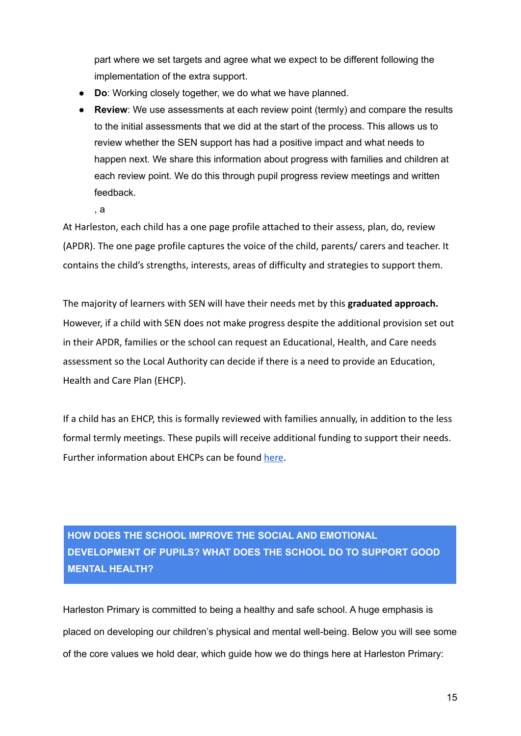part where we set targets and agree what we expect to be different following the implementation of the extra support.

- **Do**: Working closely together, we do what we have planned.
- **Review**: We use assessments at each review point (termly) and compare the results to the initial assessments that we did at the start of the process. This allows us to review whether the SEN support has had a positive impact and what needs to happen next. We share this information about progress with families and children at each review point. We do this through pupil progress review meetings and written feedback.

  , a

At Harleston, each child has a one page profile attached to their assess, plan, do, review (APDR). The one page profile captures the voice of the child, parents/ carers and teacher. It contains the child's strengths, interests, areas of difficulty and strategies to support them.

The majority of learners with SEN will have their needs met by this **graduated approach.** However, if a child with SEN does not make progress despite the additional provision set out in their APDR, families or the school can request an Educational, Health, and Care needs assessment so the Local Authority can decide if there is a need to provide an Education, Health and Care Plan (EHCP).

If a child has an EHCP, this is formally reviewed with families annually, in addition to the less formal termly meetings. These pupils will receive additional funding to support their needs. Further information about EHCPs can be found here.

## HOW DOES THE SCHOOL IMPROVE THE SOCIAL AND EMOTIONAL DEVELOPMENT OF PUPILS? WHAT DOES THE SCHOOL DO TO SUPPORT GOOD MENTAL HEALTH?

Harleston Primary is committed to being a healthy and safe school. A huge emphasis is placed on developing our children's physical and mental well-being. Below you will see some of the core values we hold dear, which guide how we do things here at Harleston Primary: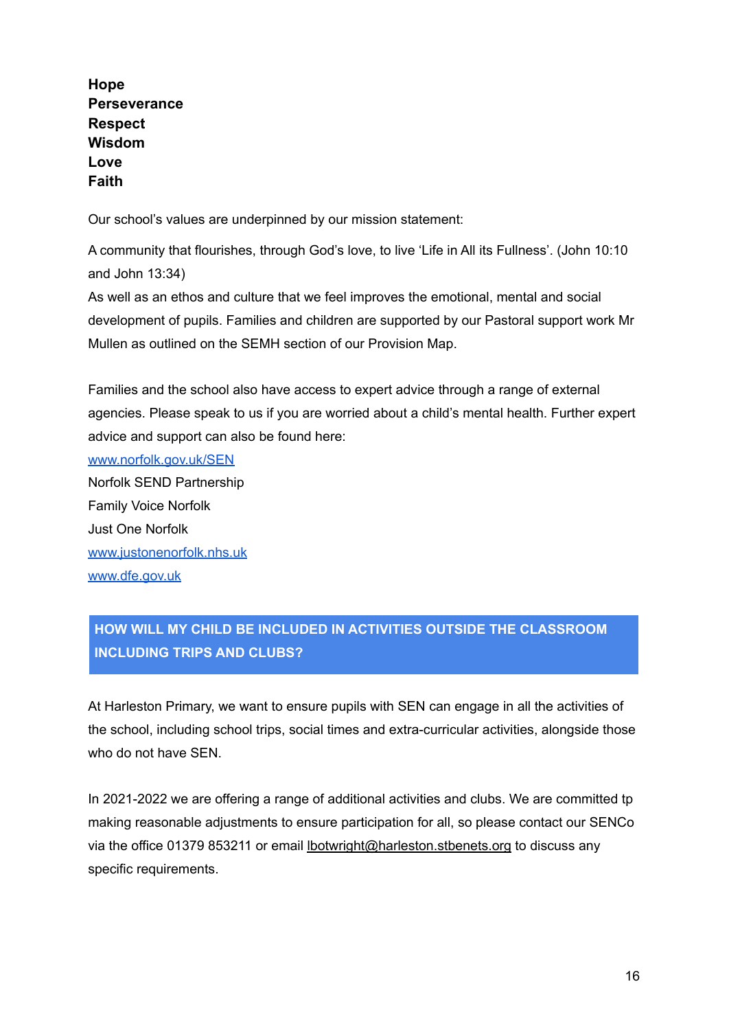**Hope**
**Perseverance**
**Respect**
**Wisdom**
**Love**
**Faith**

Our school's values are underpinned by our mission statement:

A community that flourishes, through God's love, to live 'Life in All its Fullness'. (John 10:10 and John 13:34)
As well as an ethos and culture that we feel improves the emotional, mental and social development of pupils. Families and children are supported by our Pastoral support work Mr Mullen as outlined on the SEMH section of our Provision Map.

Families and the school also have access to expert advice through a range of external agencies. Please speak to us if you are worried about a child's mental health. Further expert advice and support can also be found here:
www.norfolk.gov.uk/SEN
Norfolk SEND Partnership
Family Voice Norfolk
Just One Norfolk
www.justonenorfolk.nhs.uk
www.dfe.gov.uk

## HOW WILL MY CHILD BE INCLUDED IN ACTIVITIES OUTSIDE THE CLASSROOM INCLUDING TRIPS AND CLUBS?

At Harleston Primary, we want to ensure pupils with SEN can engage in all the activities of the school, including school trips, social times and extra-curricular activities, alongside those who do not have SEN.

In 2021-2022 we are offering a range of additional activities and clubs. We are committed tp making reasonable adjustments to ensure participation for all, so please contact our SENCo via the office 01379 853211 or email lbotwright@harleston.stbenets.org to discuss any specific requirements.